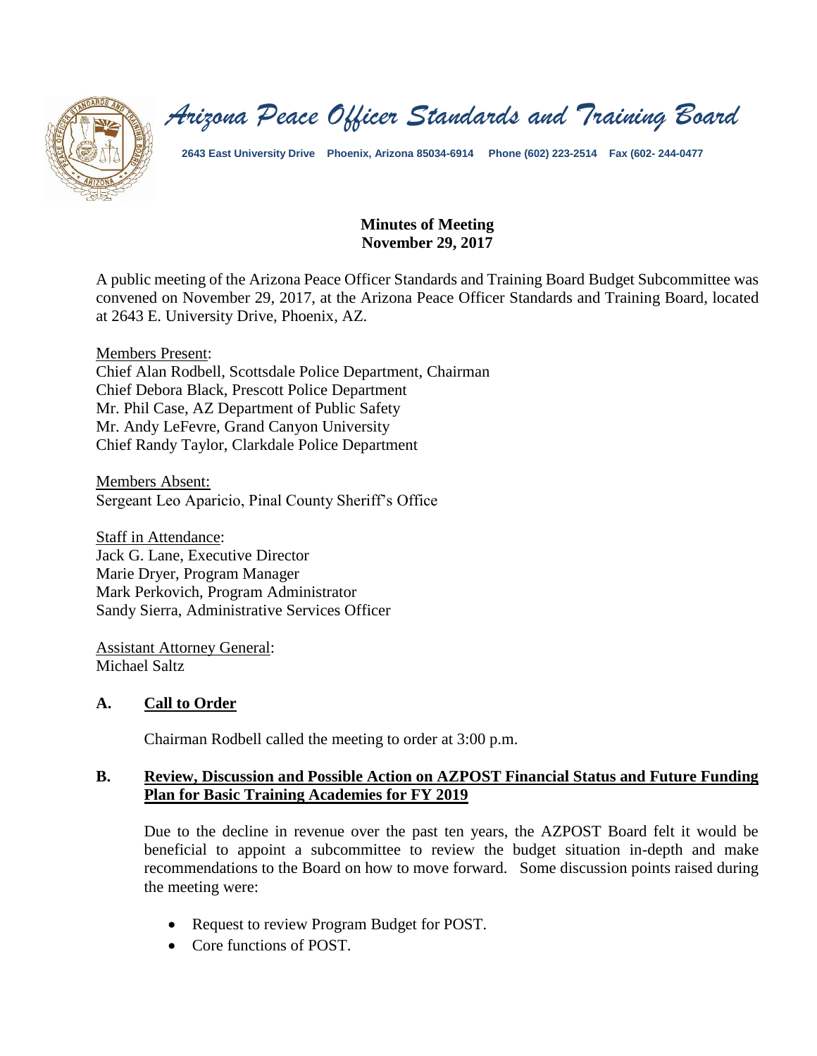# *Arizona Peace Officer Standards and Training Board*

**2643 East University Drive Phoenix, Arizona 85034-6914 Phone (602) 223-2514 Fax (602- 244-0477**

**Minutes of Meeting**
**November 29, 2017**

A public meeting of the Arizona Peace Officer Standards and Training Board Budget Subcommittee was convened on November 29, 2017, at the Arizona Peace Officer Standards and Training Board, located at 2643 E. University Drive, Phoenix, AZ.

Members Present:
Chief Alan Rodbell, Scottsdale Police Department, Chairman
Chief Debora Black, Prescott Police Department
Mr. Phil Case, AZ Department of Public Safety
Mr. Andy LeFevre, Grand Canyon University
Chief Randy Taylor, Clarkdale Police Department

Members Absent:
Sergeant Leo Aparicio, Pinal County Sheriff's Office

Staff in Attendance:
Jack G. Lane, Executive Director
Marie Dryer, Program Manager
Mark Perkovich, Program Administrator
Sandy Sierra, Administrative Services Officer

Assistant Attorney General:
Michael Saltz

## A. Call to Order

Chairman Rodbell called the meeting to order at 3:00 p.m.

## B. Review, Discussion and Possible Action on AZPOST Financial Status and Future Funding Plan for Basic Training Academies for FY 2019

Due to the decline in revenue over the past ten years, the AZPOST Board felt it would be beneficial to appoint a subcommittee to review the budget situation in-depth and make recommendations to the Board on how to move forward. Some discussion points raised during the meeting were:

- Request to review Program Budget for POST.
- Core functions of POST.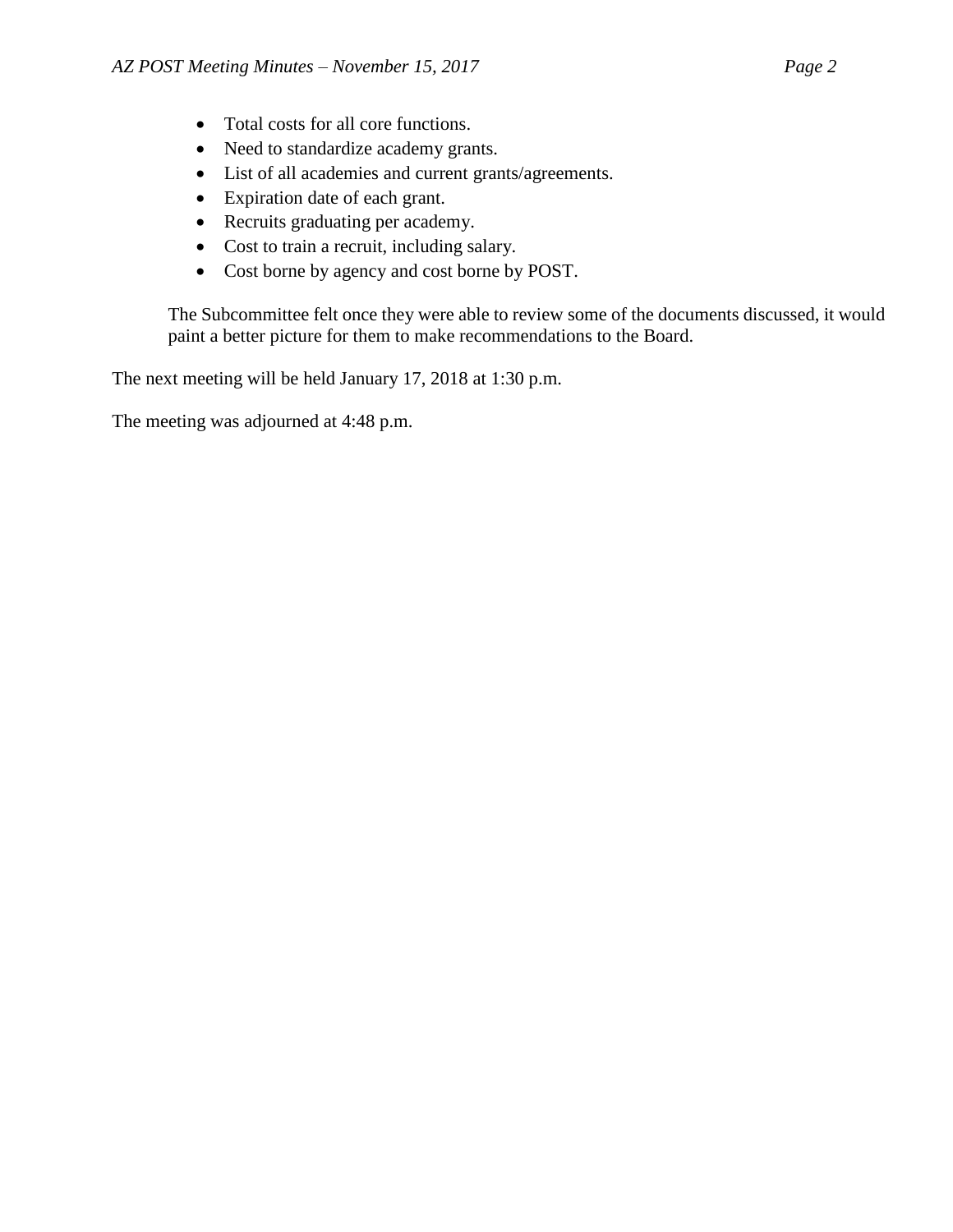- Total costs for all core functions.
- Need to standardize academy grants.
- List of all academies and current grants/agreements.
- Expiration date of each grant.
- Recruits graduating per academy.
- Cost to train a recruit, including salary.
- Cost borne by agency and cost borne by POST.

The Subcommittee felt once they were able to review some of the documents discussed, it would paint a better picture for them to make recommendations to the Board.

The next meeting will be held January 17, 2018 at 1:30 p.m.

The meeting was adjourned at 4:48 p.m.